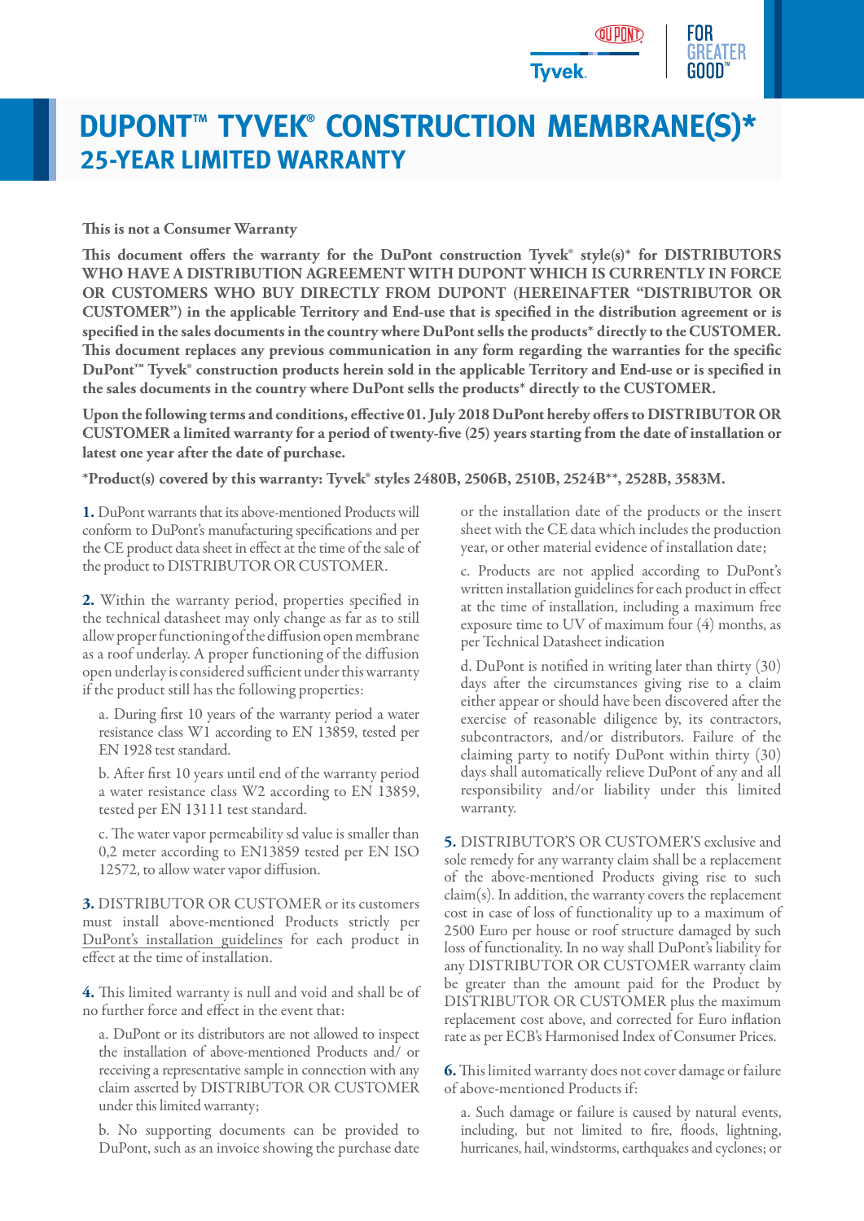# DUPONT™ TYVEK® CONSTRUCTION MEMBRANE(S)*

## 25-YEAR LIMITED WARRANTY

**This is not a Consumer Warranty**

**This document offers the warranty for the DuPont construction Tyvek® style(s)* for DISTRIBUTORS WHO HAVE A DISTRIBUTION AGREEMENT WITH DUPONT WHICH IS CURRENTLY IN FORCE OR CUSTOMERS WHO BUY DIRECTLY FROM DUPONT (HEREINAFTER "DISTRIBUTOR OR CUSTOMER") in the applicable Territory and End-use that is specified in the distribution agreement or is specified in the sales documents in the country where DuPont sells the products* directly to the CUSTOMER. This document replaces any previous communication in any form regarding the warranties for the specific DuPont™ Tyvek® construction products herein sold in the applicable Territory and End-use or is specified in the sales documents in the country where DuPont sells the products* directly to the CUSTOMER.**

**Upon the following terms and conditions, effective 01. July 2018 DuPont hereby offers to DISTRIBUTOR OR CUSTOMER a limited warranty for a period of twenty-five (25) years starting from the date of installation or latest one year after the date of purchase.**

***Product(s) covered by this warranty: Tyvek® styles 2480B, 2506B, 2510B, 2524B**, 2528B, 3583M.**

**1.** DuPont warrants that its above-mentioned Products will conform to DuPont's manufacturing specifications and per the CE product data sheet in effect at the time of the sale of the product to DISTRIBUTOR OR CUSTOMER.

**2.** Within the warranty period, properties specified in the technical datasheet may only change as far as to still allow proper functioning of the diffusion open membrane as a roof underlay. A proper functioning of the diffusion open underlay is considered sufficient under this warranty if the product still has the following properties:

a. During first 10 years of the warranty period a water resistance class W1 according to EN 13859, tested per EN 1928 test standard.

b. After first 10 years until end of the warranty period a water resistance class W2 according to EN 13859, tested per EN 13111 test standard.

c. The water vapor permeability sd value is smaller than 0,2 meter according to EN13859 tested per EN ISO 12572, to allow water vapor diffusion.

**3.** DISTRIBUTOR OR CUSTOMER or its customers must install above-mentioned Products strictly per DuPont's installation guidelines for each product in effect at the time of installation.

**4.** This limited warranty is null and void and shall be of no further force and effect in the event that:

a. DuPont or its distributors are not allowed to inspect the installation of above-mentioned Products and/ or receiving a representative sample in connection with any claim asserted by DISTRIBUTOR OR CUSTOMER under this limited warranty;

b. No supporting documents can be provided to DuPont, such as an invoice showing the purchase date or the installation date of the products or the insert sheet with the CE data which includes the production year, or other material evidence of installation date;

c. Products are not applied according to DuPont's written installation guidelines for each product in effect at the time of installation, including a maximum free exposure time to UV of maximum four (4) months, as per Technical Datasheet indication

d. DuPont is notified in writing later than thirty (30) days after the circumstances giving rise to a claim either appear or should have been discovered after the exercise of reasonable diligence by, its contractors, subcontractors, and/or distributors. Failure of the claiming party to notify DuPont within thirty (30) days shall automatically relieve DuPont of any and all responsibility and/or liability under this limited warranty.

**5.** DISTRIBUTOR'S OR CUSTOMER'S exclusive and sole remedy for any warranty claim shall be a replacement of the above-mentioned Products giving rise to such claim(s). In addition, the warranty covers the replacement cost in case of loss of functionality up to a maximum of 2500 Euro per house or roof structure damaged by such loss of functionality. In no way shall DuPont's liability for any DISTRIBUTOR OR CUSTOMER warranty claim be greater than the amount paid for the Product by DISTRIBUTOR OR CUSTOMER plus the maximum replacement cost above, and corrected for Euro inflation rate as per ECB's Harmonised Index of Consumer Prices.

**6.** This limited warranty does not cover damage or failure of above-mentioned Products if:

a. Such damage or failure is caused by natural events, including, but not limited to fire, floods, lightning, hurricanes, hail, windstorms, earthquakes and cyclones; or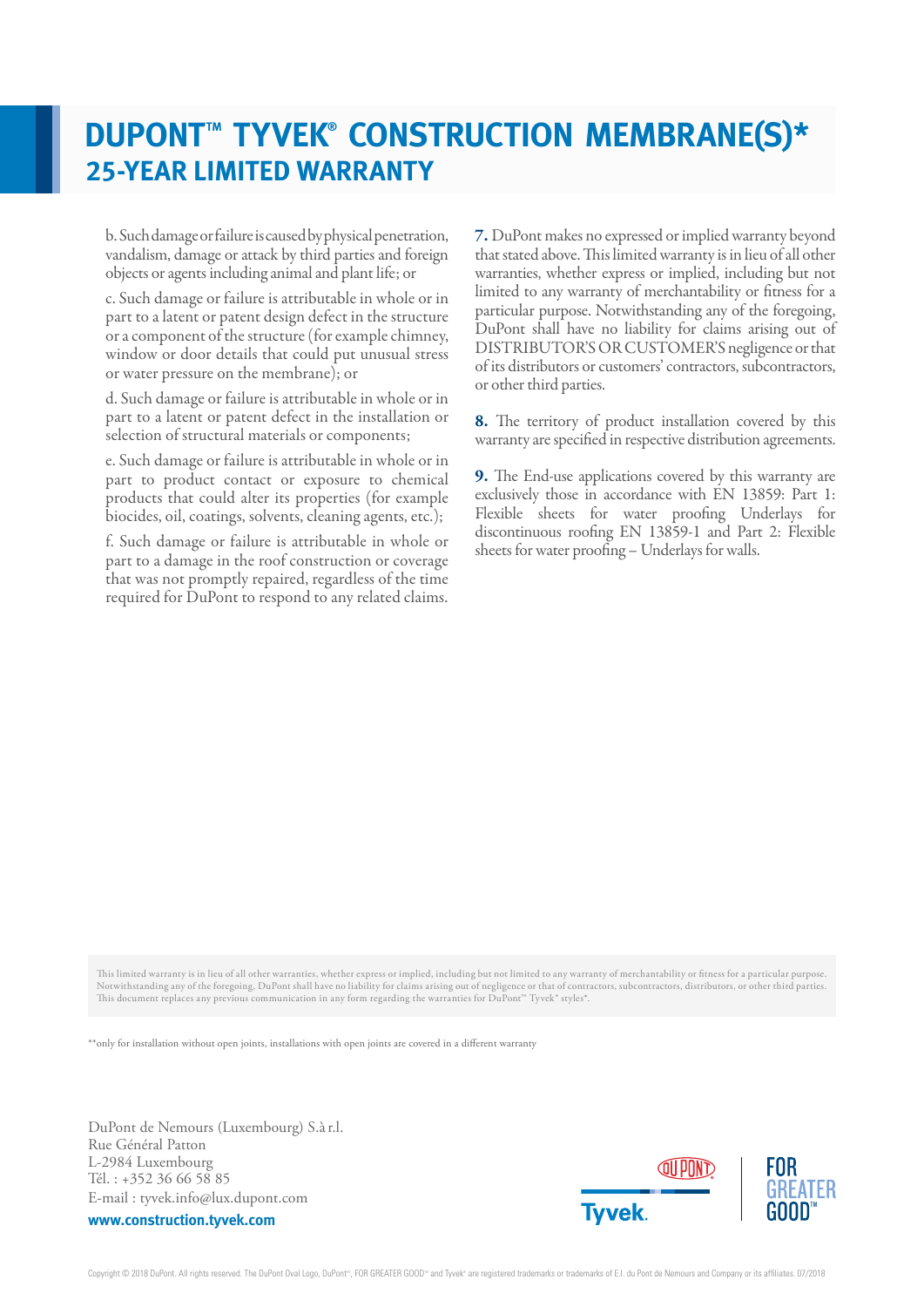# DUPONT™ TYVEK® CONSTRUCTION MEMBRANE(S)*

## 25-YEAR LIMITED WARRANTY

b. Such damage or failure is caused by physical penetration, vandalism, damage or attack by third parties and foreign objects or agents including animal and plant life; or

c. Such damage or failure is attributable in whole or in part to a latent or patent design defect in the structure or a component of the structure (for example chimney, window or door details that could put unusual stress or water pressure on the membrane); or

d. Such damage or failure is attributable in whole or in part to a latent or patent defect in the installation or selection of structural materials or components;

e. Such damage or failure is attributable in whole or in part to product contact or exposure to chemical products that could alter its properties (for example biocides, oil, coatings, solvents, cleaning agents, etc.);

f. Such damage or failure is attributable in whole or part to a damage in the roof construction or coverage that was not promptly repaired, regardless of the time required for DuPont to respond to any related claims.

**7.** DuPont makes no expressed or implied warranty beyond that stated above. This limited warranty is in lieu of all other warranties, whether express or implied, including but not limited to any warranty of merchantability or fitness for a particular purpose. Notwithstanding any of the foregoing, DuPont shall have no liability for claims arising out of DISTRIBUTOR'S OR CUSTOMER'S negligence or that of its distributors or customers' contractors, subcontractors, or other third parties.

**8.** The territory of product installation covered by this warranty are specified in respective distribution agreements.

**9.** The End-use applications covered by this warranty are exclusively those in accordance with EN 13859: Part 1: Flexible sheets for water proofing Underlays for discontinuous roofing EN 13859-1 and Part 2: Flexible sheets for water proofing – Underlays for walls.

This limited warranty is in lieu of all other warranties, whether express or implied, including but not limited to any warranty of merchantability or fitness for a particular purpose. Notwithstanding any of the foregoing, DuPont shall have no liability for claims arising out of negligence or that of contractors, subcontractors, distributors, or other third parties. This document replaces any previous communication in any form regarding the warranties for DuPont™ Tyvek® styles*.

**only for installation without open joints, installations with open joints are covered in a different warranty

DuPont de Nemours (Luxembourg) S.à r.l.
Rue Général Patton
L-2984 Luxembourg
Tél. : +352 36 66 58 85
E-mail : tyvek.info@lux.dupont.com

**www.construction.tyvek.com**

DUPONT Tyvek. FOR GREATER GOOD™

Copyright © 2018 DuPont. All rights reserved. The DuPont Oval Logo, DuPont™, FOR GREATER GOOD™ and Tyvek® are registered trademarks or trademarks of E.I. du Pont de Nemours and Company or its affiliates. 07/2018